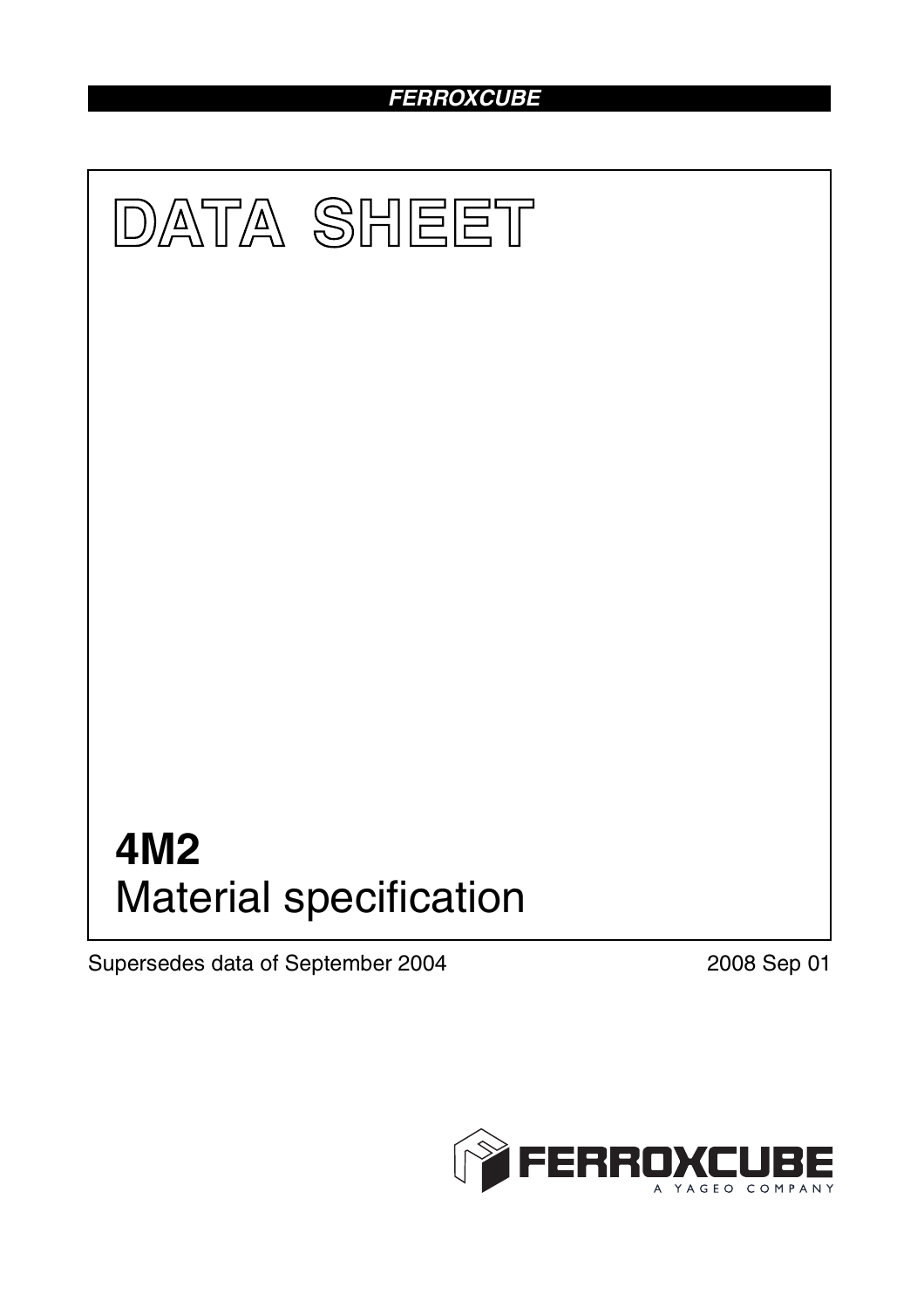# DATA SHEET

## 4M2

Material specification

Supersedes data of September 2004

2008 Sep 01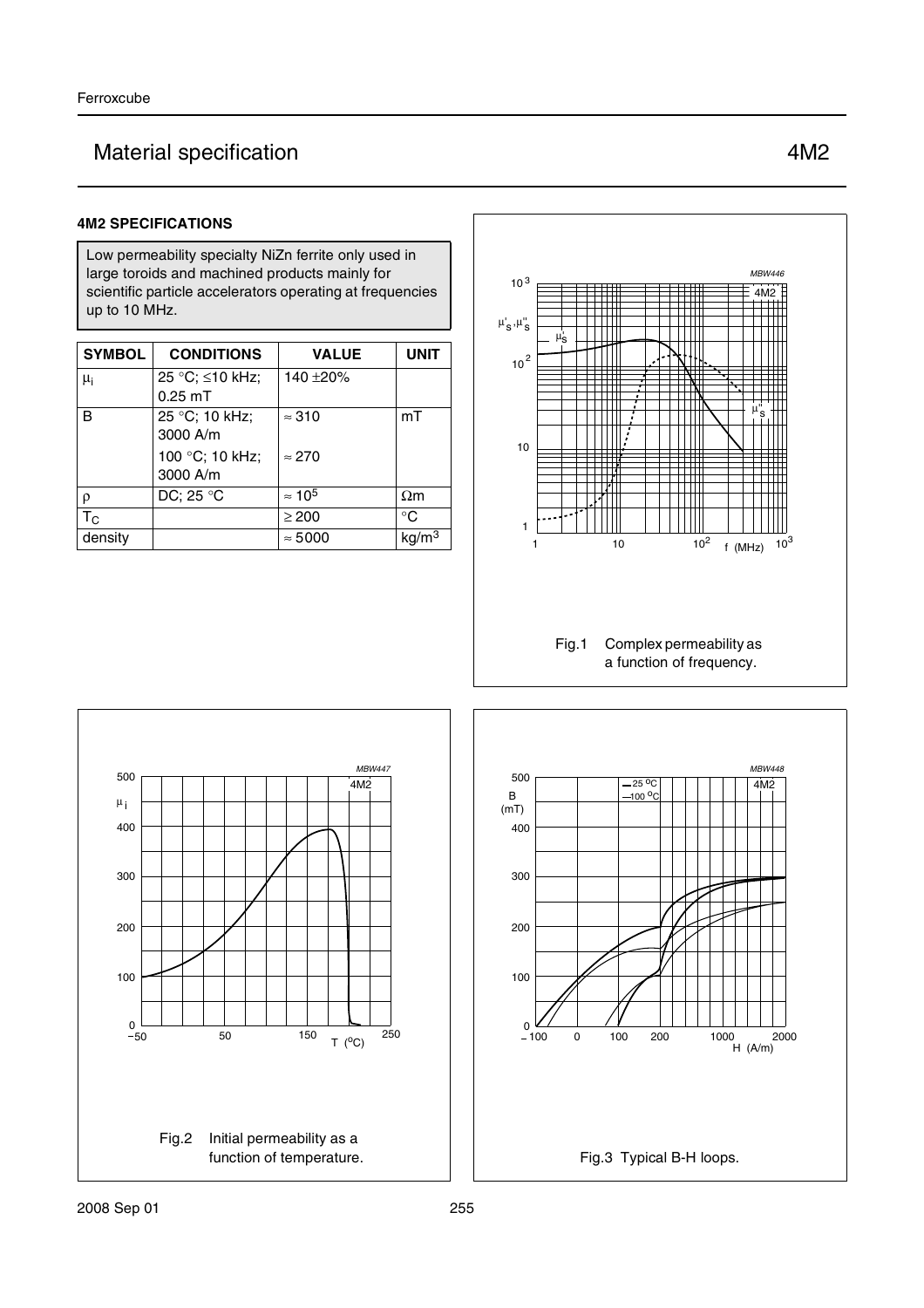# Material specification 4M2

## 4M2 SPECIFICATIONS

Low permeability specialty NiZn ferrite only used in large toroids and machined products mainly for scientific particle accelerators operating at frequencies up to 10 MHz.

| SYMBOL | CONDITIONS | VALUE | UNIT |
|---|---|---|---|
| $\mu_i$ | 25 °C; ≤10 kHz; 0.25 mT | 140 ±20% | |
| B | 25 °C; 10 kHz; 3000 A/m | ≈ 310 | mT |
| | 100 °C; 10 kHz; 3000 A/m | ≈ 270 | |
| ρ | DC; 25 °C | ≈ $10^5$ | Ωm |
| $T_C$ | | ≥ 200 | °C |
| density | | ≈ 5000 | kg/m$^3$ |

Fig.1 Complex permeability as a function of frequency.

Fig.2 Initial permeability as a function of temperature.

Fig.3 Typical B-H loops.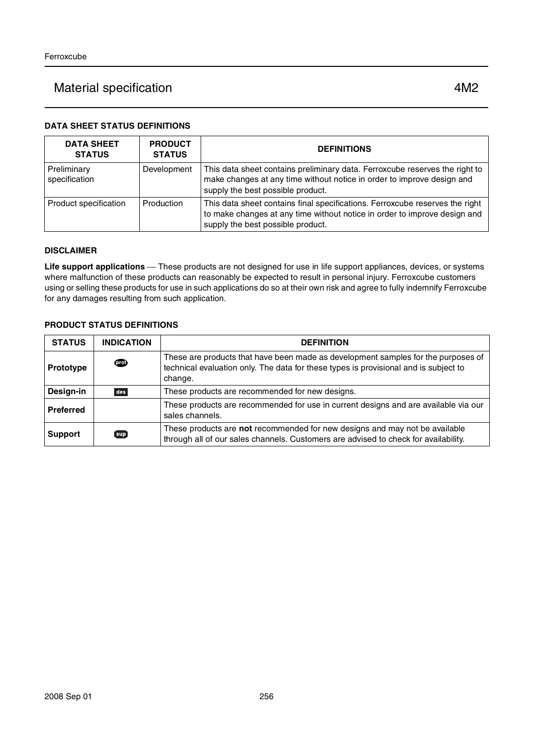## Material specification 4M2

### DATA SHEET STATUS DEFINITIONS

| DATA SHEET STATUS | PRODUCT STATUS | DEFINITIONS |
| --- | --- | --- |
| Preliminary specification | Development | This data sheet contains preliminary data. Ferroxcube reserves the right to make changes at any time without notice in order to improve design and supply the best possible product. |
| Product specification | Production | This data sheet contains final specifications. Ferroxcube reserves the right to make changes at any time without notice in order to improve design and supply the best possible product. |

### DISCLAIMER

**Life support applications** — These products are not designed for use in life support appliances, devices, or systems where malfunction of these products can reasonably be expected to result in personal injury. Ferroxcube customers using or selling these products for use in such applications do so at their own risk and agree to fully indemnify Ferroxcube for any damages resulting from such application.

### PRODUCT STATUS DEFINITIONS

| STATUS | INDICATION | DEFINITION |
| --- | --- | --- |
| **Prototype** | prot | These are products that have been made as development samples for the purposes of technical evaluation only. The data for these types is provisional and is subject to change. |
| **Design-in** | des | These products are recommended for new designs. |
| **Preferred** | | These products are recommended for use in current designs and are available via our sales channels. |
| **Support** | sup | These products are **not** recommended for new designs and may not be available through all of our sales channels. Customers are advised to check for availability. |